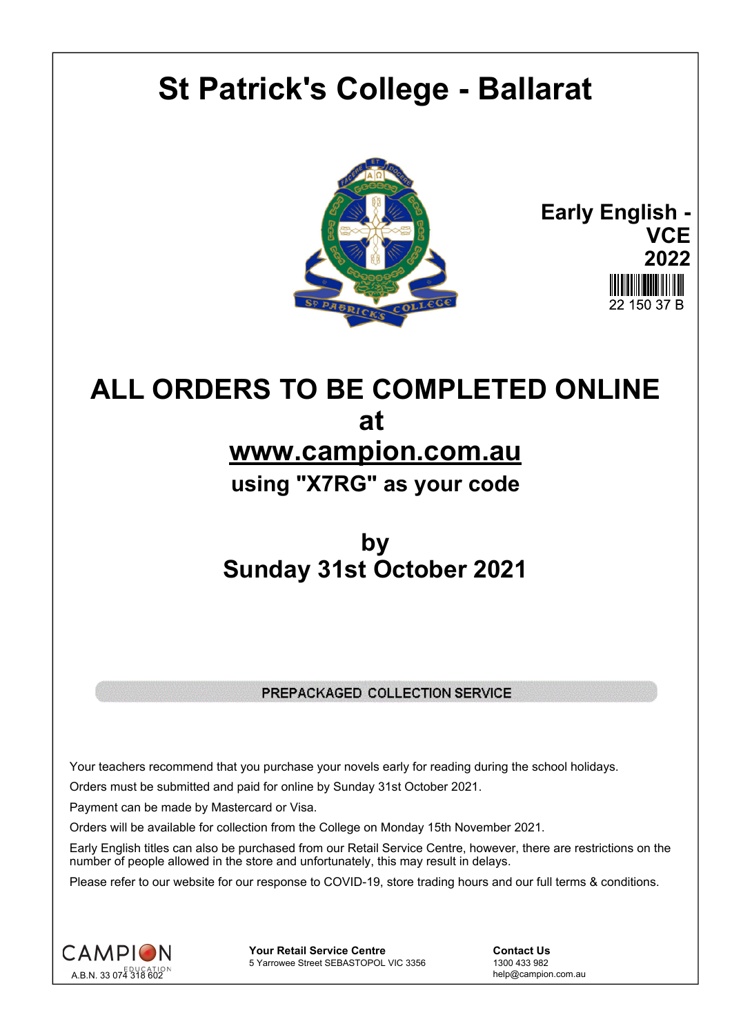# St Patrick's College - Ballarat

**Early English - VCE 2022**

22 150 37 B

## ALL ORDERS TO BE COMPLETED ONLINE at www.campion.com.au

**using "X7RG" as your code**

## by Sunday 31st October 2021

**PREPACKAGED COLLECTION SERVICE**

Your teachers recommend that you purchase your novels early for reading during the school holidays.

Orders must be submitted and paid for online by Sunday 31st October 2021.

Payment can be made by Mastercard or Visa.

Orders will be available for collection from the College on Monday 15th November 2021.

Early English titles can also be purchased from our Retail Service Centre, however, there are restrictions on the number of people allowed in the store and unfortunately, this may result in delays.

Please refer to our website for our response to COVID-19, store trading hours and our full terms & conditions.

CAMPION EDUCATION
A.B.N. 33 074 318 602

**Your Retail Service Centre**
5 Yarrowee Street SEBASTOPOL VIC 3356

**Contact Us**
1300 433 982
help@campion.com.au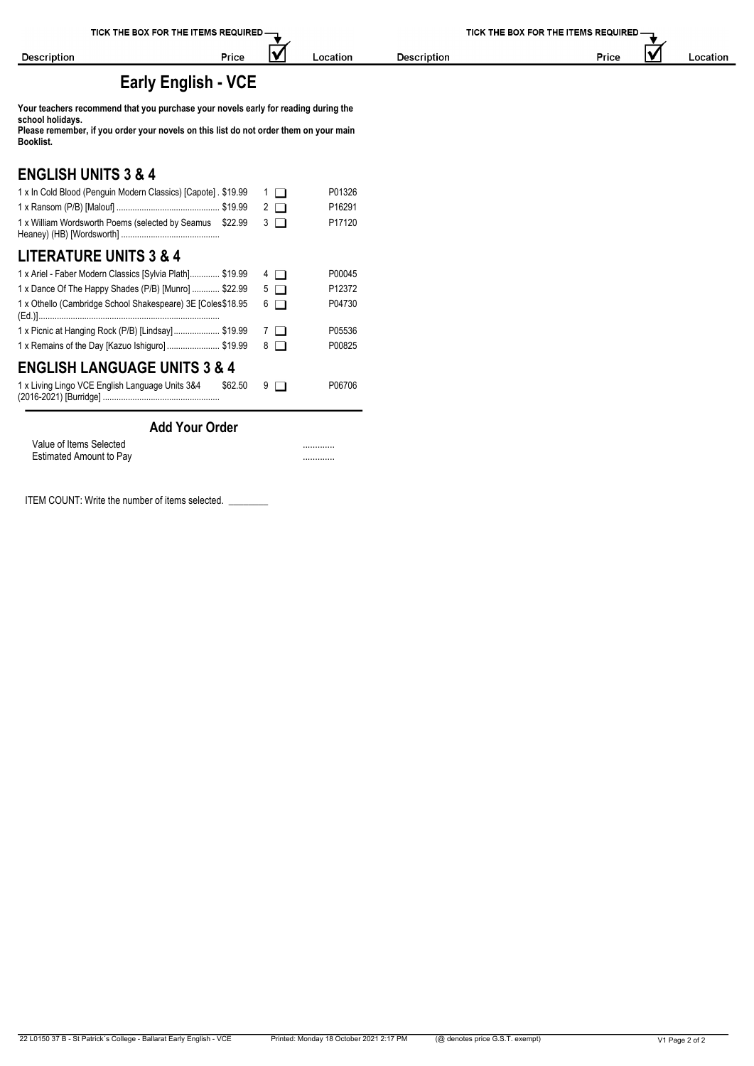## Early English - VCE

**Your teachers recommend that you purchase your novels early for reading during the school holidays.**
**Please remember, if you order your novels on this list do not order them on your main Booklist.**

| Description | Price | TICK THE BOX FOR THE ITEMS REQUIRED | Location |
|---|---|---|---|
| **ENGLISH UNITS 3 & 4** | | | |
| 1 x In Cold Blood (Penguin Modern Classics) [Capote] | $19.99 | 1 ☐ | P01326 |
| 1 x Ransom (P/B) [Malouf] | $19.99 | 2 ☐ | P16291 |
| 1 x William Wordsworth Poems (selected by Seamus Heaney) (HB) [Wordsworth] | $22.99 | 3 ☐ | P17120 |
| **LITERATURE UNITS 3 & 4** | | | |
| 1 x Ariel - Faber Modern Classics [Sylvia Plath] | $19.99 | 4 ☐ | P00045 |
| 1 x Dance Of The Happy Shades (P/B) [Munro] | $22.99 | 5 ☐ | P12372 |
| 1 x Othello (Cambridge School Shakespeare) 3E [Coles (Ed.)] | $18.95 | 6 ☐ | P04730 |
| 1 x Picnic at Hanging Rock (P/B) [Lindsay] | $19.99 | 7 ☐ | P05536 |
| 1 x Remains of the Day [Kazuo Ishiguro] | $19.99 | 8 ☐ | P00825 |
| **ENGLISH LANGUAGE UNITS 3 & 4** | | | |
| 1 x Living Lingo VCE English Language Units 3&4 (2016-2021) [Burridge] | $62.50 | 9 ☐ | P06706 |

### Add Your Order

Value of Items Selected ............
Estimated Amount to Pay ............

ITEM COUNT: Write the number of items selected. ________

22 L0150 37 B - St Patrick's College - Ballarat Early English - VCE Printed: Monday 18 October 2021 2:17 PM (@ denotes price G.S.T. exempt) V1